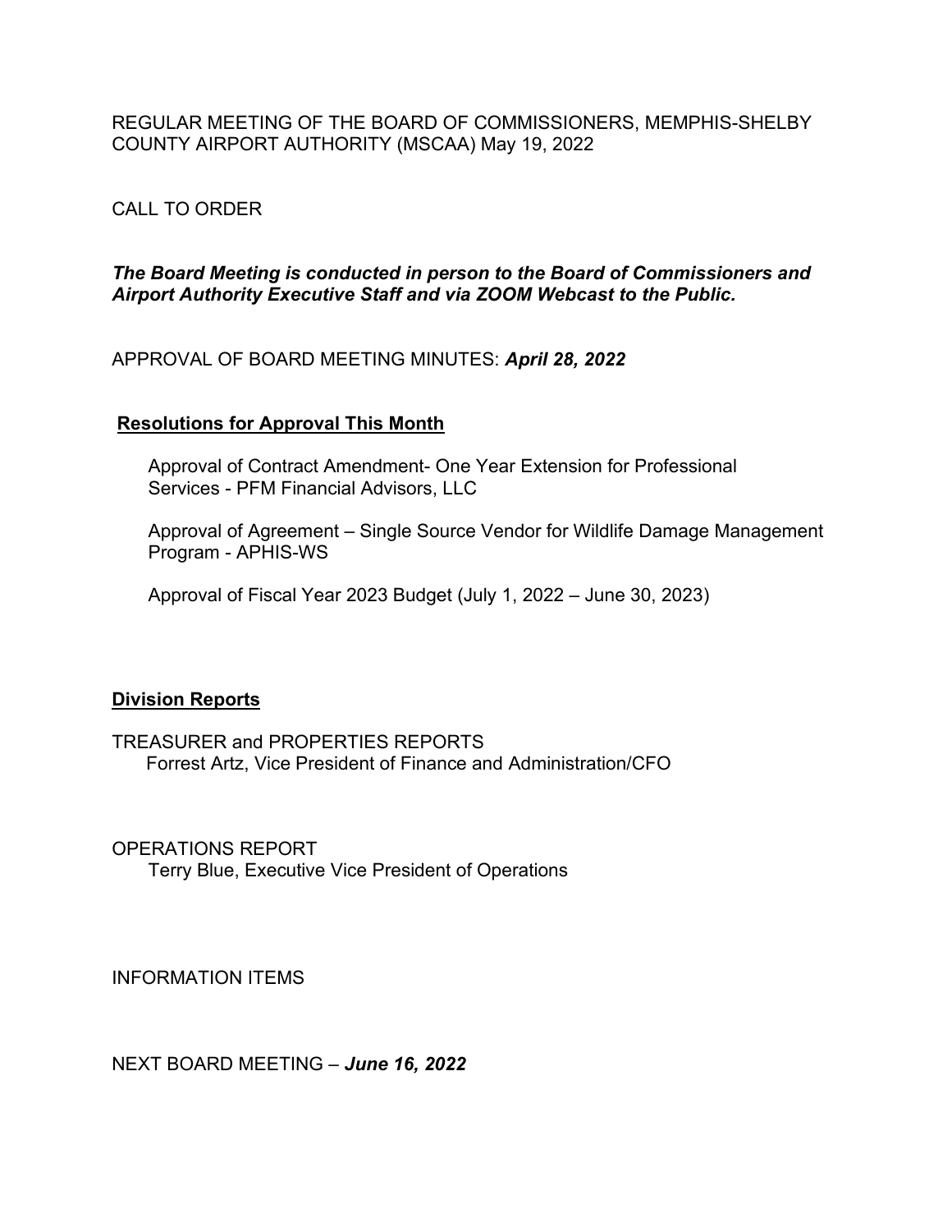REGULAR MEETING OF THE BOARD OF COMMISSIONERS, MEMPHIS-SHELBY COUNTY AIRPORT AUTHORITY (MSCAA) May 19, 2022

CALL TO ORDER

***The Board Meeting is conducted in person to the Board of Commissioners and Airport Authority Executive Staff and via ZOOM Webcast to the Public.***

APPROVAL OF BOARD MEETING MINUTES: ***April 28, 2022***

**Resolutions for Approval This Month**

Approval of Contract Amendment- One Year Extension for Professional Services - PFM Financial Advisors, LLC

Approval of Agreement – Single Source Vendor for Wildlife Damage Management Program - APHIS-WS

Approval of Fiscal Year 2023 Budget (July 1, 2022 – June 30, 2023)

**Division Reports**

TREASURER and PROPERTIES REPORTS
Forrest Artz, Vice President of Finance and Administration/CFO

OPERATIONS REPORT
Terry Blue, Executive Vice President of Operations

INFORMATION ITEMS

NEXT BOARD MEETING – ***June 16, 2022***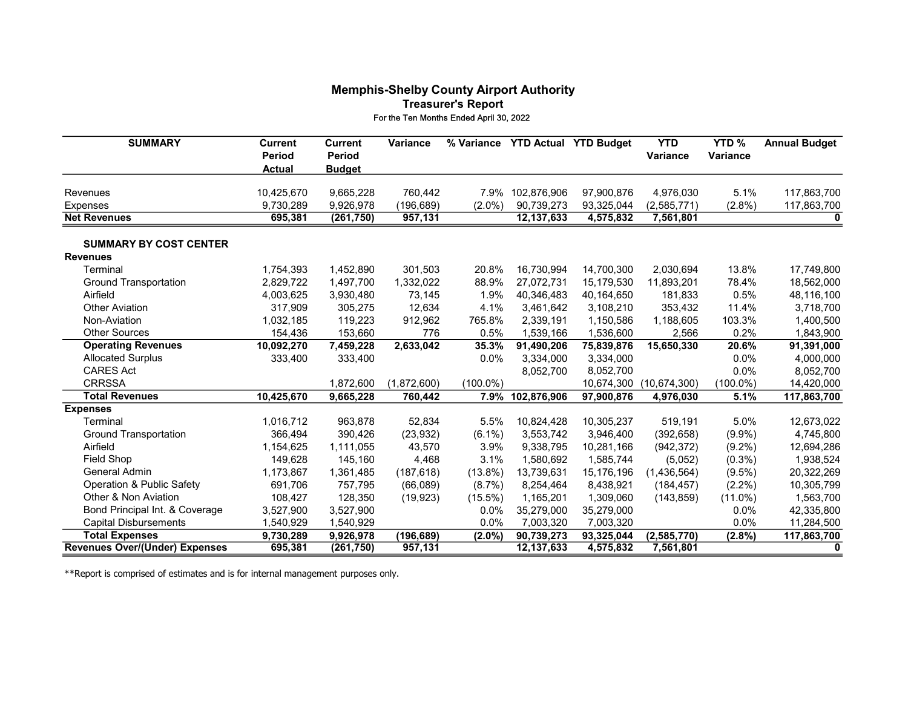# Memphis-Shelby County Airport Authority

## Treasurer's Report

For the Ten Months Ended April 30, 2022

| SUMMARY | Current Period Actual | Current Period Budget | Variance | % Variance | YTD Actual | YTD Budget | YTD Variance | YTD % Variance | Annual Budget |
|---|---|---|---|---|---|---|---|---|---|
| Revenues | 10,425,670 | 9,665,228 | 760,442 | 7.9% | 102,876,906 | 97,900,876 | 4,976,030 | 5.1% | 117,863,700 |
| Expenses | 9,730,289 | 9,926,978 | (196,689) | (2.0%) | 90,739,273 | 93,325,044 | (2,585,771) | (2.8%) | 117,863,700 |
| **Net Revenues** | **695,381** | **(261,750)** | **957,131** | | **12,137,633** | **4,575,832** | **7,561,801** | | **0** |
| | | | | | | | | | |
| **SUMMARY BY COST CENTER** | | | | | | | | | |
| **Revenues** | | | | | | | | | |
| Terminal | 1,754,393 | 1,452,890 | 301,503 | 20.8% | 16,730,994 | 14,700,300 | 2,030,694 | 13.8% | 17,749,800 |
| Ground Transportation | 2,829,722 | 1,497,700 | 1,332,022 | 88.9% | 27,072,731 | 15,179,530 | 11,893,201 | 78.4% | 18,562,000 |
| Airfield | 4,003,625 | 3,930,480 | 73,145 | 1.9% | 40,346,483 | 40,164,650 | 181,833 | 0.5% | 48,116,100 |
| Other Aviation | 317,909 | 305,275 | 12,634 | 4.1% | 3,461,642 | 3,108,210 | 353,432 | 11.4% | 3,718,700 |
| Non-Aviation | 1,032,185 | 119,223 | 912,962 | 765.8% | 2,339,191 | 1,150,586 | 1,188,605 | 103.3% | 1,400,500 |
| Other Sources | 154,436 | 153,660 | 776 | 0.5% | 1,539,166 | 1,536,600 | 2,566 | 0.2% | 1,843,900 |
| **Operating Revenues** | **10,092,270** | **7,459,228** | **2,633,042** | **35.3%** | **91,490,206** | **75,839,876** | **15,650,330** | **20.6%** | **91,391,000** |
| Allocated Surplus | 333,400 | 333,400 | | 0.0% | 3,334,000 | 3,334,000 | | 0.0% | 4,000,000 |
| CARES Act | | | | | 8,052,700 | 8,052,700 | | 0.0% | 8,052,700 |
| CRRSSA | | 1,872,600 | (1,872,600) | (100.0%) | | 10,674,300 | (10,674,300) | (100.0%) | 14,420,000 |
| **Total Revenues** | **10,425,670** | **9,665,228** | **760,442** | **7.9%** | **102,876,906** | **97,900,876** | **4,976,030** | **5.1%** | **117,863,700** |
| **Expenses** | | | | | | | | | |
| Terminal | 1,016,712 | 963,878 | 52,834 | 5.5% | 10,824,428 | 10,305,237 | 519,191 | 5.0% | 12,673,022 |
| Ground Transportation | 366,494 | 390,426 | (23,932) | (6.1%) | 3,553,742 | 3,946,400 | (392,658) | (9.9%) | 4,745,800 |
| Airfield | 1,154,625 | 1,111,055 | 43,570 | 3.9% | 9,338,795 | 10,281,166 | (942,372) | (9.2%) | 12,694,286 |
| Field Shop | 149,628 | 145,160 | 4,468 | 3.1% | 1,580,692 | 1,585,744 | (5,052) | (0.3%) | 1,938,524 |
| General Admin | 1,173,867 | 1,361,485 | (187,618) | (13.8%) | 13,739,631 | 15,176,196 | (1,436,564) | (9.5%) | 20,322,269 |
| Operation & Public Safety | 691,706 | 757,795 | (66,089) | (8.7%) | 8,254,464 | 8,438,921 | (184,457) | (2.2%) | 10,305,799 |
| Other & Non Aviation | 108,427 | 128,350 | (19,923) | (15.5%) | 1,165,201 | 1,309,060 | (143,859) | (11.0%) | 1,563,700 |
| Bond Principal Int. & Coverage | 3,527,900 | 3,527,900 | | 0.0% | 35,279,000 | 35,279,000 | | 0.0% | 42,335,800 |
| Capital Disbursements | 1,540,929 | 1,540,929 | | 0.0% | 7,003,320 | 7,003,320 | | 0.0% | 11,284,500 |
| **Total Expenses** | **9,730,289** | **9,926,978** | **(196,689)** | **(2.0%)** | **90,739,273** | **93,325,044** | **(2,585,770)** | **(2.8%)** | **117,863,700** |
| **Revenues Over/(Under) Expenses** | **695,381** | **(261,750)** | **957,131** | | **12,137,633** | **4,575,832** | **7,561,801** | | **0** |

**Report is comprised of estimates and is for internal management purposes only.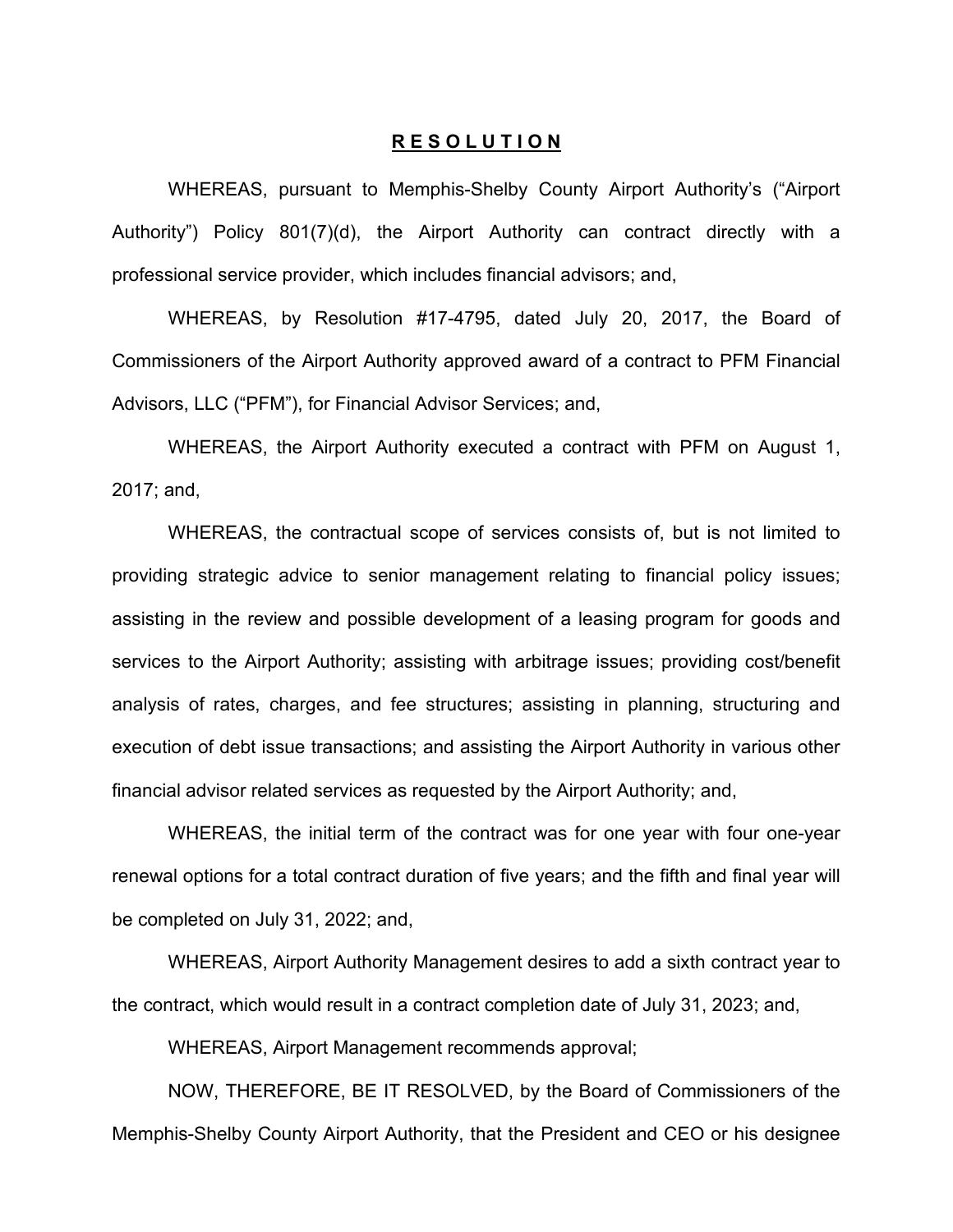# **R E S O L U T I O N**

WHEREAS, pursuant to Memphis-Shelby County Airport Authority's ("Airport Authority") Policy 801(7)(d), the Airport Authority can contract directly with a professional service provider, which includes financial advisors; and,

WHEREAS, by Resolution #17-4795, dated July 20, 2017, the Board of Commissioners of the Airport Authority approved award of a contract to PFM Financial Advisors, LLC ("PFM"), for Financial Advisor Services; and,

WHEREAS, the Airport Authority executed a contract with PFM on August 1, 2017; and,

WHEREAS, the contractual scope of services consists of, but is not limited to providing strategic advice to senior management relating to financial policy issues; assisting in the review and possible development of a leasing program for goods and services to the Airport Authority; assisting with arbitrage issues; providing cost/benefit analysis of rates, charges, and fee structures; assisting in planning, structuring and execution of debt issue transactions; and assisting the Airport Authority in various other financial advisor related services as requested by the Airport Authority; and,

WHEREAS, the initial term of the contract was for one year with four one-year renewal options for a total contract duration of five years; and the fifth and final year will be completed on July 31, 2022; and,

WHEREAS, Airport Authority Management desires to add a sixth contract year to the contract, which would result in a contract completion date of July 31, 2023; and,

WHEREAS, Airport Management recommends approval;

NOW, THEREFORE, BE IT RESOLVED, by the Board of Commissioners of the Memphis-Shelby County Airport Authority, that the President and CEO or his designee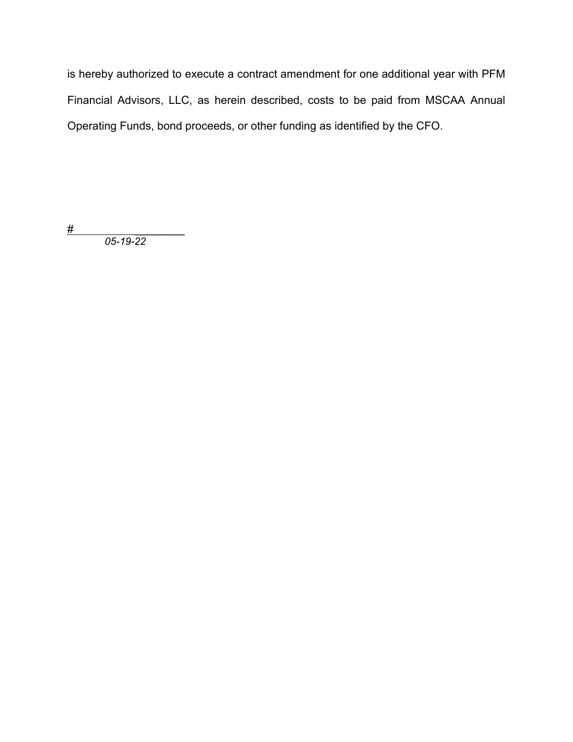is hereby authorized to execute a contract amendment for one additional year with PFM Financial Advisors, LLC, as herein described, costs to be paid from MSCAA Annual Operating Funds, bond proceeds, or other funding as identified by the CFO.

#

*05-19-22*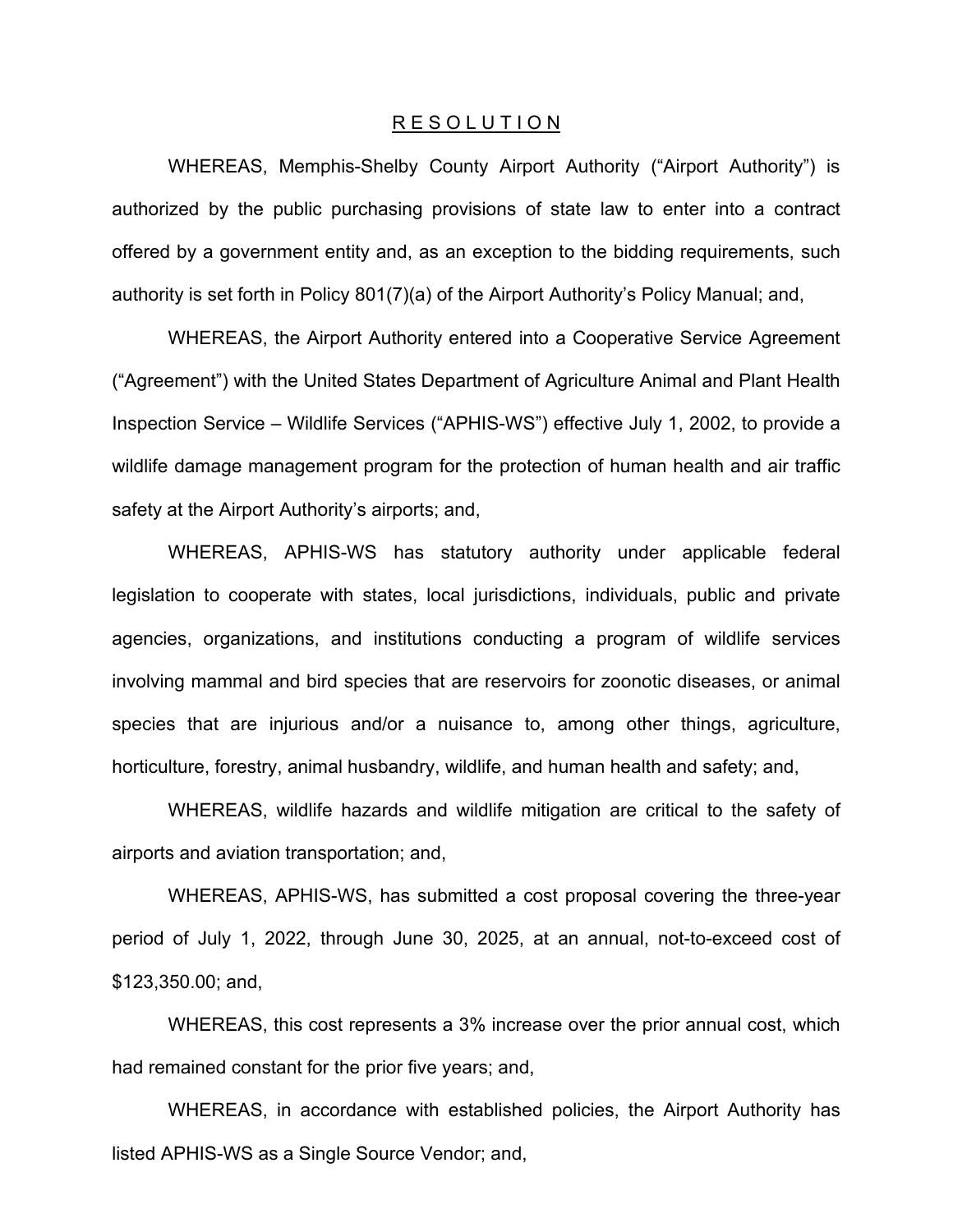# R E S O L U T I O N

WHEREAS, Memphis-Shelby County Airport Authority ("Airport Authority") is authorized by the public purchasing provisions of state law to enter into a contract offered by a government entity and, as an exception to the bidding requirements, such authority is set forth in Policy 801(7)(a) of the Airport Authority's Policy Manual; and,

WHEREAS, the Airport Authority entered into a Cooperative Service Agreement ("Agreement") with the United States Department of Agriculture Animal and Plant Health Inspection Service – Wildlife Services ("APHIS-WS") effective July 1, 2002, to provide a wildlife damage management program for the protection of human health and air traffic safety at the Airport Authority's airports; and,

WHEREAS, APHIS-WS has statutory authority under applicable federal legislation to cooperate with states, local jurisdictions, individuals, public and private agencies, organizations, and institutions conducting a program of wildlife services involving mammal and bird species that are reservoirs for zoonotic diseases, or animal species that are injurious and/or a nuisance to, among other things, agriculture, horticulture, forestry, animal husbandry, wildlife, and human health and safety; and,

WHEREAS, wildlife hazards and wildlife mitigation are critical to the safety of airports and aviation transportation; and,

WHEREAS, APHIS-WS, has submitted a cost proposal covering the three-year period of July 1, 2022, through June 30, 2025, at an annual, not-to-exceed cost of $123,350.00; and,

WHEREAS, this cost represents a 3% increase over the prior annual cost, which had remained constant for the prior five years; and,

WHEREAS, in accordance with established policies, the Airport Authority has listed APHIS-WS as a Single Source Vendor; and,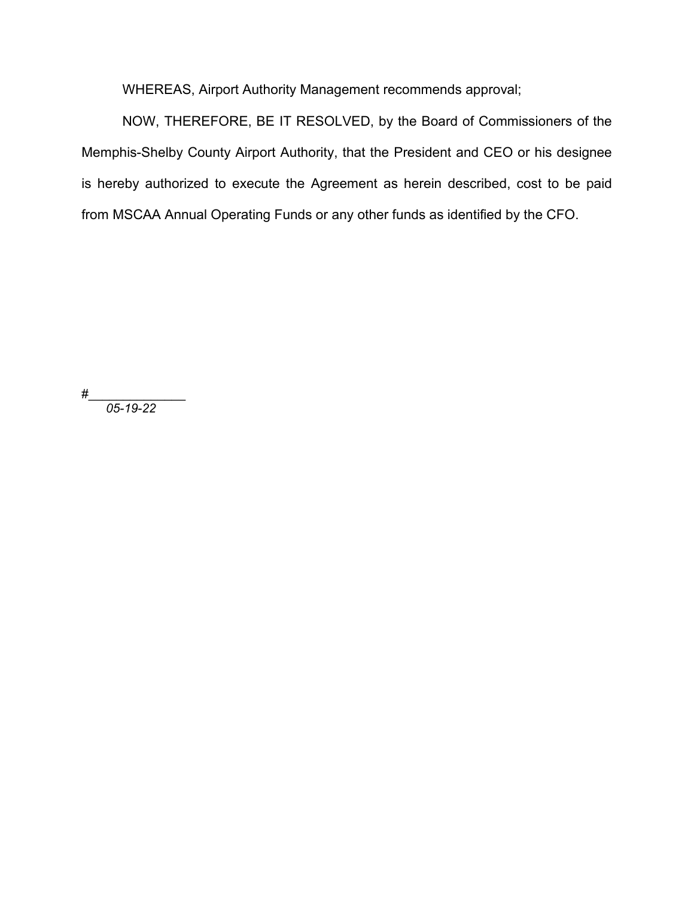WHEREAS, Airport Authority Management recommends approval;

NOW, THEREFORE, BE IT RESOLVED, by the Board of Commissioners of the Memphis-Shelby County Airport Authority, that the President and CEO or his designee is hereby authorized to execute the Agreement as herein described, cost to be paid from MSCAA Annual Operating Funds or any other funds as identified by the CFO.

#______________

*05-19-22*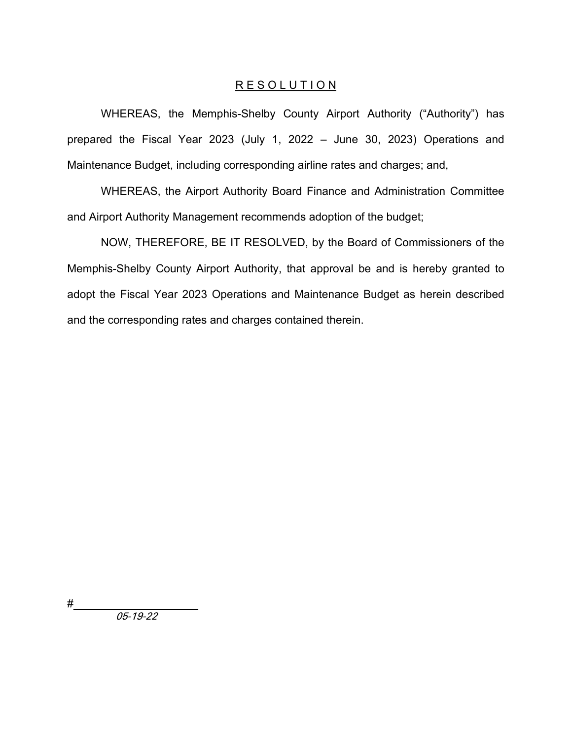# RESOLUTION

WHEREAS, the Memphis-Shelby County Airport Authority ("Authority") has prepared the Fiscal Year 2023 (July 1, 2022 – June 30, 2023) Operations and Maintenance Budget, including corresponding airline rates and charges; and,

WHEREAS, the Airport Authority Board Finance and Administration Committee and Airport Authority Management recommends adoption of the budget;

NOW, THEREFORE, BE IT RESOLVED, by the Board of Commissioners of the Memphis-Shelby County Airport Authority, that approval be and is hereby granted to adopt the Fiscal Year 2023 Operations and Maintenance Budget as herein described and the corresponding rates and charges contained therein.

#\_\_\_\_\_\_\_\_\_\_\_\_\_\_\_\_\_\_\_\_

*05-19-22*